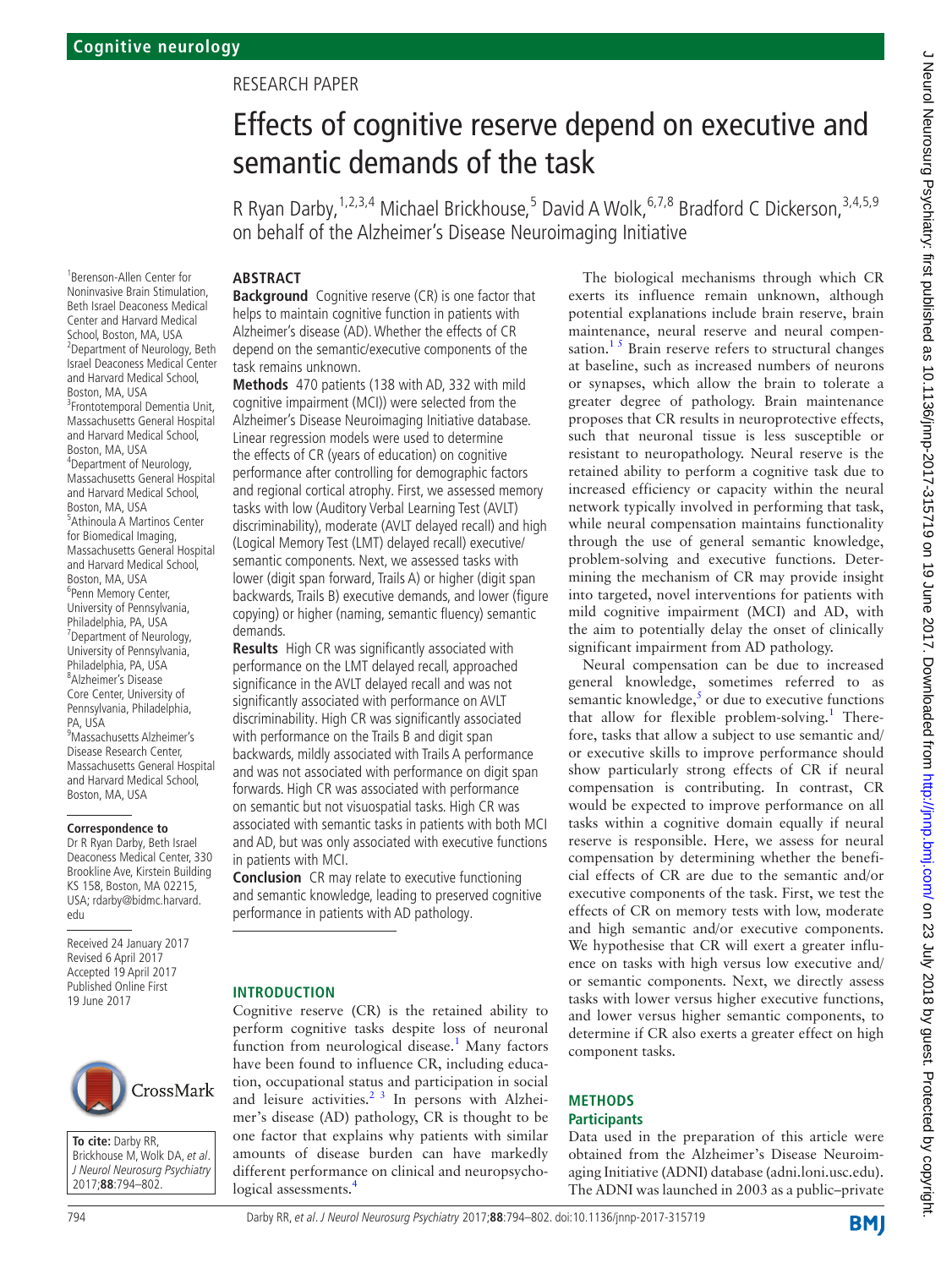Cognitive neurology

RESEARCH PAPER

# Effects of cognitive reserve depend on executive and semantic demands of the task

R Ryan Darby,[1,2,3,4] Michael Brickhouse,[5] David A Wolk,[6,7,8] Bradford C Dickerson,[3,4,5,9] on behalf of the Alzheimer's Disease Neuroimaging Initiative

[1]Berenson-Allen Center for Noninvasive Brain Stimulation, Beth Israel Deaconess Medical Center and Harvard Medical School, Boston, MA, USA
[2]Department of Neurology, Beth Israel Deaconess Medical Center and Harvard Medical School, Boston, MA, USA
[3]Frontotemporal Dementia Unit, Massachusetts General Hospital and Harvard Medical School, Boston, MA, USA
[4]Department of Neurology, Massachusetts General Hospital and Harvard Medical School, Boston, MA, USA
[5]Athinoula A Martinos Center for Biomedical Imaging, Massachusetts General Hospital and Harvard Medical School, Boston, MA, USA
[6]Penn Memory Center, University of Pennsylvania, Philadelphia, PA, USA
[7]Department of Neurology, University of Pennsylvania, Philadelphia, PA, USA
[8]Alzheimer's Disease Core Center, University of Pennsylvania, Philadelphia, PA, USA
[9]Massachusetts Alzheimer's Disease Research Center, Massachusetts General Hospital and Harvard Medical School, Boston, MA, USA

**Correspondence to**
Dr R Ryan Darby, Beth Israel Deaconess Medical Center, 330 Brookline Ave, Kirstein Building KS 158, Boston, MA 02215, USA; rdarby@bidmc.harvard.edu

Received 24 January 2017
Revised 6 April 2017
Accepted 19 April 2017
Published Online First 19 June 2017

**To cite:** Darby RR, Brickhouse M, Wolk DA, *et al*. *J Neurol Neurosurg Psychiatry* 2017;**88**:794–802.

## ABSTRACT

**Background** Cognitive reserve (CR) is one factor that helps to maintain cognitive function in patients with Alzheimer's disease (AD). Whether the effects of CR depend on the semantic/executive components of the task remains unknown.

**Methods** 470 patients (138 with AD, 332 with mild cognitive impairment (MCI)) were selected from the Alzheimer's Disease Neuroimaging Initiative database. Linear regression models were used to determine the effects of CR (years of education) on cognitive performance after controlling for demographic factors and regional cortical atrophy. First, we assessed memory tasks with low (Auditory Verbal Learning Test (AVLT) discriminability), moderate (AVLT delayed recall) and high (Logical Memory Test (LMT) delayed recall) executive/semantic components. Next, we assessed tasks with lower (digit span forward, Trails A) or higher (digit span backwards, Trails B) executive demands, and lower (figure copying) or higher (naming, semantic fluency) semantic demands.

**Results** High CR was significantly associated with performance on the LMT delayed recall, approached significance in the AVLT delayed recall and was not significantly associated with performance on AVLT discriminability. High CR was significantly associated with performance on the Trails B and digit span backwards, mildly associated with Trails A performance and was not associated with performance on digit span forwards. High CR was associated with performance on semantic but not visuospatial tasks. High CR was associated with semantic tasks in patients with both MCI and AD, but was only associated with executive functions in patients with MCI.

**Conclusion** CR may relate to executive functioning and semantic knowledge, leading to preserved cognitive performance in patients with AD pathology.

## INTRODUCTION

Cognitive reserve (CR) is the retained ability to perform cognitive tasks despite loss of neuronal function from neurological disease.[1] Many factors have been found to influence CR, including education, occupational status and participation in social and leisure activities.[2 3] In persons with Alzheimer's disease (AD) pathology, CR is thought to be one factor that explains why patients with similar amounts of disease burden can have markedly different performance on clinical and neuropsychological assessments.[4]

The biological mechanisms through which CR exerts its influence remain unknown, although potential explanations include brain reserve, brain maintenance, neural reserve and neural compensation.[1 5] Brain reserve refers to structural changes at baseline, such as increased numbers of neurons or synapses, which allow the brain to tolerate a greater degree of pathology. Brain maintenance proposes that CR results in neuroprotective effects, such that neuronal tissue is less susceptible or resistant to neuropathology. Neural reserve is the retained ability to perform a cognitive task due to increased efficiency or capacity within the neural network typically involved in performing that task, while neural compensation maintains functionality through the use of general semantic knowledge, problem-solving and executive functions. Determining the mechanism of CR may provide insight into targeted, novel interventions for patients with mild cognitive impairment (MCI) and AD, with the aim to potentially delay the onset of clinically significant impairment from AD pathology.

Neural compensation can be due to increased general knowledge, sometimes referred to as semantic knowledge,[5] or due to executive functions that allow for flexible problem-solving.[1] Therefore, tasks that allow a subject to use semantic and/or executive skills to improve performance should show particularly strong effects of CR if neural compensation is contributing. In contrast, CR would be expected to improve performance on all tasks within a cognitive domain equally if neural reserve is responsible. Here, we assess for neural compensation by determining whether the beneficial effects of CR are due to the semantic and/or executive components of the task. First, we test the effects of CR on memory tests with low, moderate and high semantic and/or executive components. We hypothesise that CR will exert a greater influence on tasks with high versus low executive and/or semantic components. Next, we directly assess tasks with lower versus higher executive functions, and lower versus higher semantic components, to determine if CR also exerts a greater effect on high component tasks.

## METHODS

### Participants

Data used in the preparation of this article were obtained from the Alzheimer's Disease Neuroimaging Initiative (ADNI) database (adni.loni.usc.edu). The ADNI was launched in 2003 as a public–private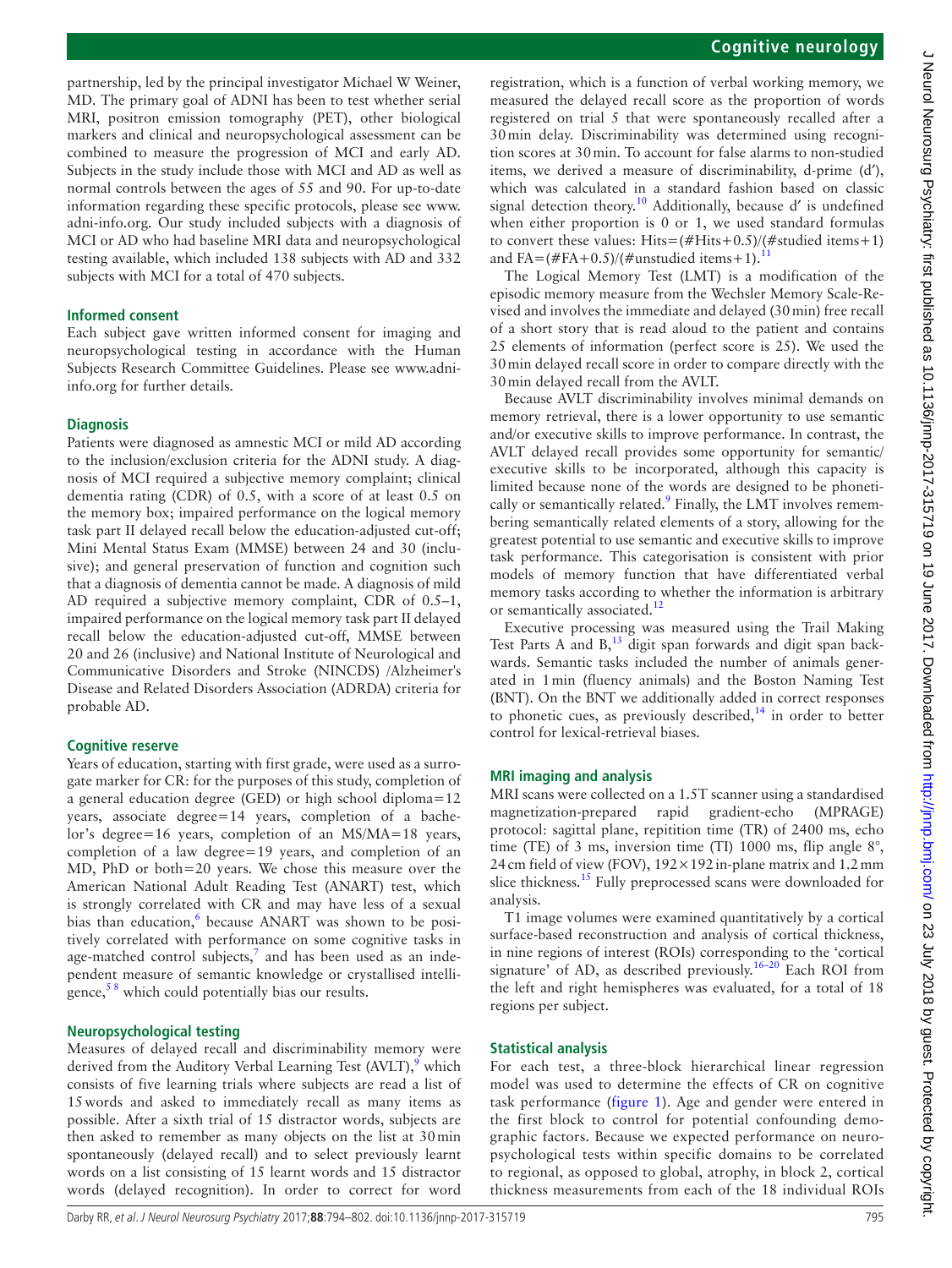partnership, led by the principal investigator Michael W Weiner, MD. The primary goal of ADNI has been to test whether serial MRI, positron emission tomography (PET), other biological markers and clinical and neuropsychological assessment can be combined to measure the progression of MCI and early AD. Subjects in the study include those with MCI and AD as well as normal controls between the ages of 55 and 90. For up-to-date information regarding these specific protocols, please see www.adni-info.org. Our study included subjects with a diagnosis of MCI or AD who had baseline MRI data and neuropsychological testing available, which included 138 subjects with AD and 332 subjects with MCI for a total of 470 subjects.

### Informed consent

Each subject gave written informed consent for imaging and neuropsychological testing in accordance with the Human Subjects Research Committee Guidelines. Please see www.adni-info.org for further details.

### Diagnosis

Patients were diagnosed as amnestic MCI or mild AD according to the inclusion/exclusion criteria for the ADNI study. A diagnosis of MCI required a subjective memory complaint; clinical dementia rating (CDR) of 0.5, with a score of at least 0.5 on the memory box; impaired performance on the logical memory task part II delayed recall below the education-adjusted cut-off; Mini Mental Status Exam (MMSE) between 24 and 30 (inclusive); and general preservation of function and cognition such that a diagnosis of dementia cannot be made. A diagnosis of mild AD required a subjective memory complaint, CDR of 0.5–1, impaired performance on the logical memory task part II delayed recall below the education-adjusted cut-off, MMSE between 20 and 26 (inclusive) and National Institute of Neurological and Communicative Disorders and Stroke (NINCDS) /Alzheimer's Disease and Related Disorders Association (ADRDA) criteria for probable AD.

### Cognitive reserve

Years of education, starting with first grade, were used as a surrogate marker for CR: for the purposes of this study, completion of a general education degree (GED) or high school diploma=12 years, associate degree=14 years, completion of a bachelor's degree=16 years, completion of an MS/MA=18 years, completion of a law degree=19 years, and completion of an MD, PhD or both=20 years. We chose this measure over the American National Adult Reading Test (ANART) test, which is strongly correlated with CR and may have less of a sexual bias than education,[6] because ANART was shown to be positively correlated with performance on some cognitive tasks in age-matched control subjects,[7] and has been used as an independent measure of semantic knowledge or crystallised intelligence,[5 8] which could potentially bias our results.

### Neuropsychological testing

Measures of delayed recall and discriminability memory were derived from the Auditory Verbal Learning Test (AVLT),[9] which consists of five learning trials where subjects are read a list of 15 words and asked to immediately recall as many items as possible. After a sixth trial of 15 distractor words, subjects are then asked to remember as many objects on the list at 30 min spontaneously (delayed recall) and to select previously learnt words on a list consisting of 15 learnt words and 15 distractor words (delayed recognition). In order to correct for word registration, which is a function of verbal working memory, we measured the delayed recall score as the proportion of words registered on trial 5 that were spontaneously recalled after a 30 min delay. Discriminability was determined using recognition scores at 30 min. To account for false alarms to non-studied items, we derived a measure of discriminability, d-prime (d′), which was calculated in a standard fashion based on classic signal detection theory.[10] Additionally, because d′ is undefined when either proportion is 0 or 1, we used standard formulas to convert these values: Hits=(#Hits+0.5)/(#studied items+1) and FA=(#FA+0.5)/(#unstudied items+1).[11]

The Logical Memory Test (LMT) is a modification of the episodic memory measure from the Wechsler Memory Scale-Revised and involves the immediate and delayed (30 min) free recall of a short story that is read aloud to the patient and contains 25 elements of information (perfect score is 25). We used the 30 min delayed recall score in order to compare directly with the 30 min delayed recall from the AVLT.

Because AVLT discriminability involves minimal demands on memory retrieval, there is a lower opportunity to use semantic and/or executive skills to improve performance. In contrast, the AVLT delayed recall provides some opportunity for semantic/executive skills to be incorporated, although this capacity is limited because none of the words are designed to be phonetically or semantically related.[9] Finally, the LMT involves remembering semantically related elements of a story, allowing for the greatest potential to use semantic and executive skills to improve task performance. This categorisation is consistent with prior models of memory function that have differentiated verbal memory tasks according to whether the information is arbitrary or semantically associated.[12]

Executive processing was measured using the Trail Making Test Parts A and B,[13] digit span forwards and digit span backwards. Semantic tasks included the number of animals generated in 1 min (fluency animals) and the Boston Naming Test (BNT). On the BNT we additionally added in correct responses to phonetic cues, as previously described,[14] in order to better control for lexical-retrieval biases.

### MRI imaging and analysis

MRI scans were collected on a 1.5T scanner using a standardised magnetization-prepared rapid gradient-echo (MPRAGE) protocol: sagittal plane, repitition time (TR) of 2400 ms, echo time (TE) of 3 ms, inversion time (TI) 1000 ms, flip angle 8°, 24 cm field of view (FOV), 192×192 in-plane matrix and 1.2 mm slice thickness.[15] Fully preprocessed scans were downloaded for analysis.

T1 image volumes were examined quantitatively by a cortical surface-based reconstruction and analysis of cortical thickness, in nine regions of interest (ROIs) corresponding to the 'cortical signature' of AD, as described previously.[16–20] Each ROI from the left and right hemispheres was evaluated, for a total of 18 regions per subject.

### Statistical analysis

For each test, a three-block hierarchical linear regression model was used to determine the effects of CR on cognitive task performance (figure 1). Age and gender were entered in the first block to control for potential confounding demographic factors. Because we expected performance on neuropsychological tests within specific domains to be correlated to regional, as opposed to global, atrophy, in block 2, cortical thickness measurements from each of the 18 individual ROIs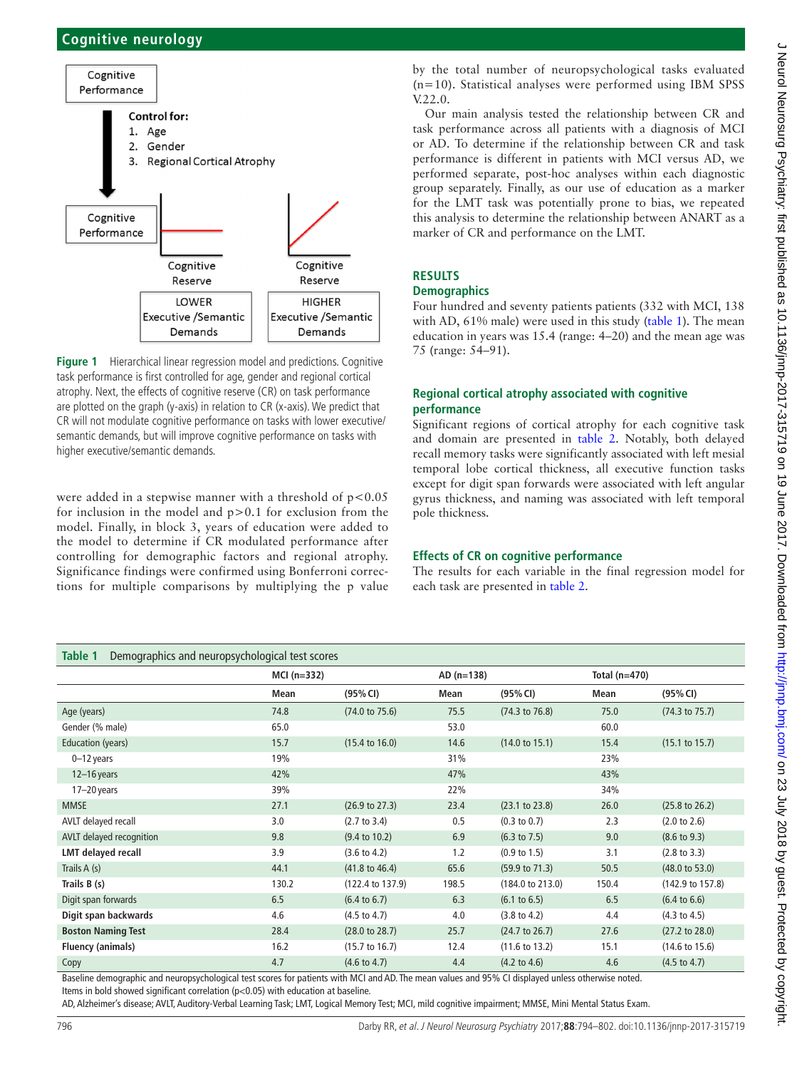Cognitive Performance

Control for:
1. Age
2. Gender
3. Regional Cortical Atrophy

Cognitive Performance

Cognitive Reserve — LOWER Executive /Semantic Demands

Cognitive Reserve — HIGHER Executive /Semantic Demands

**Figure 1** Hierarchical linear regression model and predictions. Cognitive task performance is first controlled for age, gender and regional cortical atrophy. Next, the effects of cognitive reserve (CR) on task performance are plotted on the graph (y-axis) in relation to CR (x-axis). We predict that CR will not modulate cognitive performance on tasks with lower executive/semantic demands, but will improve cognitive performance on tasks with higher executive/semantic demands.

were added in a stepwise manner with a threshold of $p<0.05$ for inclusion in the model and $p>0.1$ for exclusion from the model. Finally, in block 3, years of education were added to the model to determine if CR modulated performance after controlling for demographic factors and regional atrophy. Significance findings were confirmed using Bonferroni corrections for multiple comparisons by multiplying the p value by the total number of neuropsychological tasks evaluated (n=10). Statistical analyses were performed using IBM SPSS V.22.0.

Our main analysis tested the relationship between CR and task performance across all patients with a diagnosis of MCI or AD. To determine if the relationship between CR and task performance is different in patients with MCI versus AD, we performed separate, post-hoc analyses within each diagnostic group separately. Finally, as our use of education as a marker for the LMT task was potentially prone to bias, we repeated this analysis to determine the relationship between ANART as a marker of CR and performance on the LMT.

## RESULTS

### Demographics

Four hundred and seventy patients patients (332 with MCI, 138 with AD, 61% male) were used in this study (table 1). The mean education in years was 15.4 (range: 4–20) and the mean age was 75 (range: 54–91).

### Regional cortical atrophy associated with cognitive performance

Significant regions of cortical atrophy for each cognitive task and domain are presented in table 2. Notably, both delayed recall memory tasks were significantly associated with left mesial temporal lobe cortical thickness, all executive function tasks except for digit span forwards were associated with left angular gyrus thickness, and naming was associated with left temporal pole thickness.

### Effects of CR on cognitive performance

The results for each variable in the final regression model for each task are presented in table 2.

**Table 1** Demographics and neuropsychological test scores

| | MCI (n=332) | | AD (n=138) | | Total (n=470) | |
|---|---|---|---|---|---|---|
| | Mean | (95% CI) | Mean | (95% CI) | Mean | (95% CI) |
| Age (years) | 74.8 | (74.0 to 75.6) | 75.5 | (74.3 to 76.8) | 75.0 | (74.3 to 75.7) |
| Gender (% male) | 65.0 | | 53.0 | | 60.0 | |
| Education (years) | 15.7 | (15.4 to 16.0) | 14.6 | (14.0 to 15.1) | 15.4 | (15.1 to 15.7) |
| 0–12 years | 19% | | 31% | | 23% | |
| 12–16 years | 42% | | 47% | | 43% | |
| 17–20 years | 39% | | 22% | | 34% | |
| MMSE | 27.1 | (26.9 to 27.3) | 23.4 | (23.1 to 23.8) | 26.0 | (25.8 to 26.2) |
| AVLT delayed recall | 3.0 | (2.7 to 3.4) | 0.5 | (0.3 to 0.7) | 2.3 | (2.0 to 2.6) |
| AVLT delayed recognition | 9.8 | (9.4 to 10.2) | 6.9 | (6.3 to 7.5) | 9.0 | (8.6 to 9.3) |
| **LMT delayed recall** | 3.9 | (3.6 to 4.2) | 1.2 | (0.9 to 1.5) | 3.1 | (2.8 to 3.3) |
| Trails A (s) | 44.1 | (41.8 to 46.4) | 65.6 | (59.9 to 71.3) | 50.5 | (48.0 to 53.0) |
| **Trails B (s)** | 130.2 | (122.4 to 137.9) | 198.5 | (184.0 to 213.0) | 150.4 | (142.9 to 157.8) |
| Digit span forwards | 6.5 | (6.4 to 6.7) | 6.3 | (6.1 to 6.5) | 6.5 | (6.4 to 6.6) |
| **Digit span backwards** | 4.6 | (4.5 to 4.7) | 4.0 | (3.8 to 4.2) | 4.4 | (4.3 to 4.5) |
| **Boston Naming Test** | 28.4 | (28.0 to 28.7) | 25.7 | (24.7 to 26.7) | 27.6 | (27.2 to 28.0) |
| **Fluency (animals)** | 16.2 | (15.7 to 16.7) | 12.4 | (11.6 to 13.2) | 15.1 | (14.6 to 15.6) |
| Copy | 4.7 | (4.6 to 4.7) | 4.4 | (4.2 to 4.6) | 4.6 | (4.5 to 4.7) |

Baseline demographic and neuropsychological test scores for patients with MCI and AD. The mean values and 95% CI displayed unless otherwise noted.
Items in bold showed significant correlation ($p<0.05$) with education at baseline.
AD, Alzheimer's disease; AVLT, Auditory-Verbal Learning Task; LMT, Logical Memory Test; MCI, mild cognitive impairment; MMSE, Mini Mental Status Exam.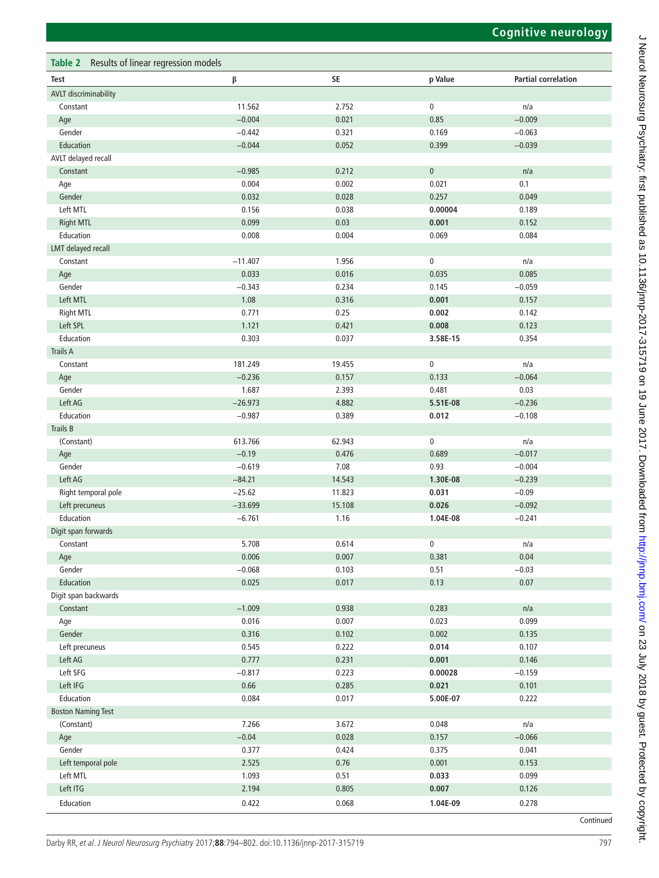**Table 2** Results of linear regression models

| Test | β | SE | p Value | Partial correlation |
|---|---|---|---|---|
| AVLT discriminability | | | | |
| Constant | 11.562 | 2.752 | 0 | n/a |
| Age | −0.004 | 0.021 | 0.85 | −0.009 |
| Gender | −0.442 | 0.321 | 0.169 | −0.063 |
| Education | −0.044 | 0.052 | 0.399 | −0.039 |
| AVLT delayed recall | | | | |
| Constant | −0.985 | 0.212 | 0 | n/a |
| Age | 0.004 | 0.002 | 0.021 | 0.1 |
| Gender | 0.032 | 0.028 | 0.257 | 0.049 |
| Left MTL | 0.156 | 0.038 | **0.00004** | 0.189 |
| Right MTL | 0.099 | 0.03 | **0.001** | 0.152 |
| Education | 0.008 | 0.004 | 0.069 | 0.084 |
| LMT delayed recall | | | | |
| Constant | −11.407 | 1.956 | 0 | n/a |
| Age | 0.033 | 0.016 | 0.035 | 0.085 |
| Gender | −0.343 | 0.234 | 0.145 | −0.059 |
| Left MTL | 1.08 | 0.316 | **0.001** | 0.157 |
| Right MTL | 0.771 | 0.25 | **0.002** | 0.142 |
| Left SPL | 1.121 | 0.421 | **0.008** | 0.123 |
| Education | 0.303 | 0.037 | **3.58E-15** | 0.354 |
| Trails A | | | | |
| Constant | 181.249 | 19.455 | 0 | n/a |
| Age | −0.236 | 0.157 | 0.133 | −0.064 |
| Gender | 1.687 | 2.393 | 0.481 | 0.03 |
| Left AG | −26.973 | 4.882 | **5.51E-08** | −0.236 |
| Education | −0.987 | 0.389 | **0.012** | −0.108 |
| Trails B | | | | |
| (Constant) | 613.766 | 62.943 | 0 | n/a |
| Age | −0.19 | 0.476 | 0.689 | −0.017 |
| Gender | −0.619 | 7.08 | 0.93 | −0.004 |
| Left AG | −84.21 | 14.543 | **1.30E-08** | −0.239 |
| Right temporal pole | −25.62 | 11.823 | **0.031** | −0.09 |
| Left precuneus | −33.699 | 15.108 | **0.026** | −0.092 |
| Education | −6.761 | 1.16 | **1.04E-08** | −0.241 |
| Digit span forwards | | | | |
| Constant | 5.708 | 0.614 | 0 | n/a |
| Age | 0.006 | 0.007 | 0.381 | 0.04 |
| Gender | −0.068 | 0.103 | 0.51 | −0.03 |
| Education | 0.025 | 0.017 | 0.13 | 0.07 |
| Digit span backwards | | | | |
| Constant | −1.009 | 0.938 | 0.283 | n/a |
| Age | 0.016 | 0.007 | 0.023 | 0.099 |
| Gender | 0.316 | 0.102 | 0.002 | 0.135 |
| Left precuneus | 0.545 | 0.222 | **0.014** | 0.107 |
| Left AG | 0.777 | 0.231 | **0.001** | 0.146 |
| Left SFG | −0.817 | 0.223 | **0.00028** | −0.159 |
| Left IFG | 0.66 | 0.285 | **0.021** | 0.101 |
| Education | 0.084 | 0.017 | **5.00E-07** | 0.222 |
| Boston Naming Test | | | | |
| (Constant) | 7.266 | 3.672 | 0.048 | n/a |
| Age | −0.04 | 0.028 | 0.157 | −0.066 |
| Gender | 0.377 | 0.424 | 0.375 | 0.041 |
| Left temporal pole | 2.525 | 0.76 | 0.001 | 0.153 |
| Left MTL | 1.093 | 0.51 | **0.033** | 0.099 |
| Left ITG | 2.194 | 0.805 | **0.007** | 0.126 |
| Education | 0.422 | 0.068 | **1.04E-09** | 0.278 |

Continued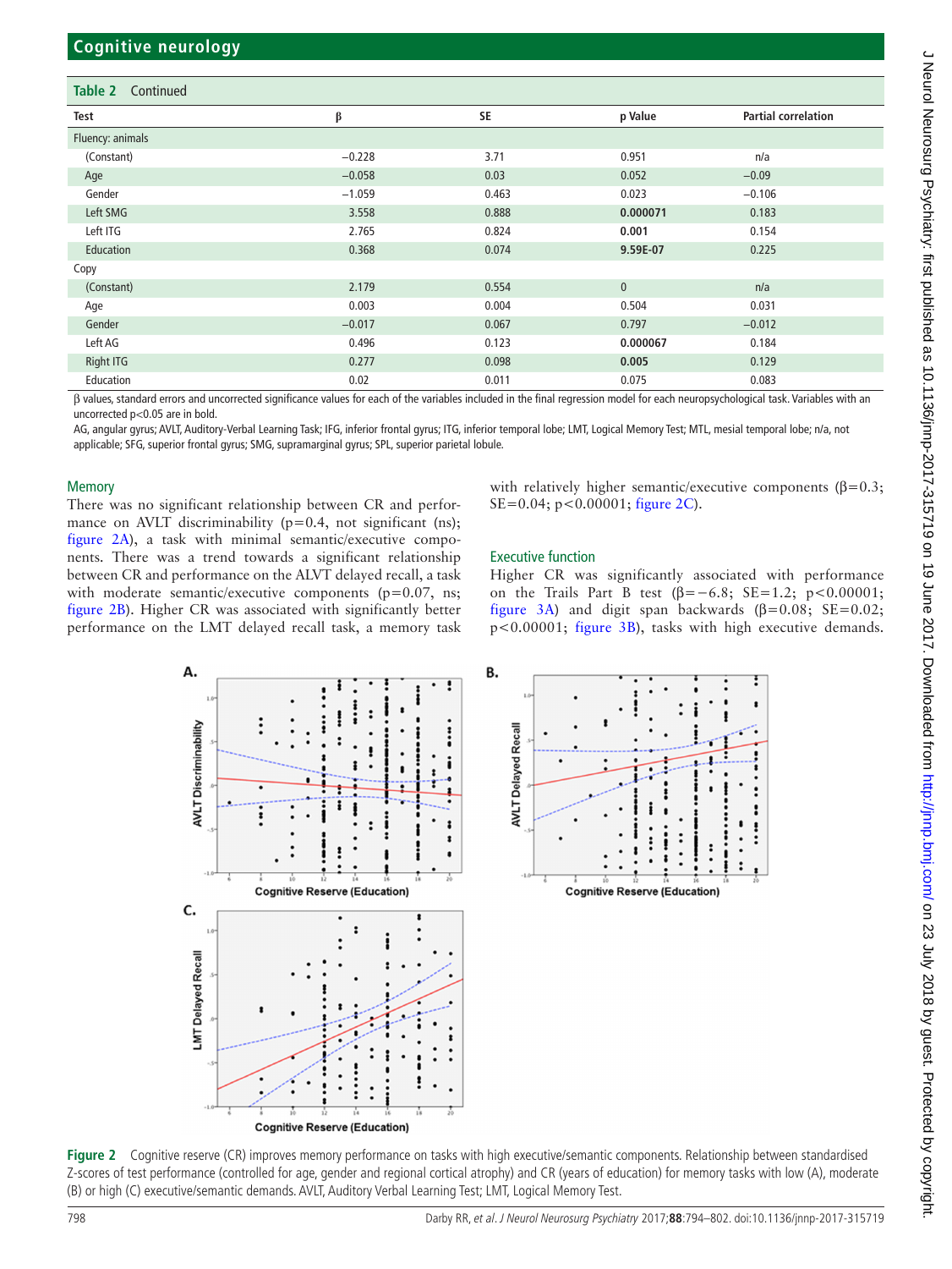**Table 2** Continued

| Test | β | SE | p Value | Partial correlation |
|---|---|---|---|---|
| Fluency: animals | | | | |
| (Constant) | −0.228 | 3.71 | 0.951 | n/a |
| Age | −0.058 | 0.03 | 0.052 | −0.09 |
| Gender | −1.059 | 0.463 | 0.023 | −0.106 |
| Left SMG | 3.558 | 0.888 | **0.000071** | 0.183 |
| Left ITG | 2.765 | 0.824 | **0.001** | 0.154 |
| Education | 0.368 | 0.074 | **9.59E-07** | 0.225 |
| Copy | | | | |
| (Constant) | 2.179 | 0.554 | 0 | n/a |
| Age | 0.003 | 0.004 | 0.504 | 0.031 |
| Gender | −0.017 | 0.067 | 0.797 | −0.012 |
| Left AG | 0.496 | 0.123 | **0.000067** | 0.184 |
| Right ITG | 0.277 | 0.098 | **0.005** | 0.129 |
| Education | 0.02 | 0.011 | 0.075 | 0.083 |

β values, standard errors and uncorrected significance values for each of the variables included in the final regression model for each neuropsychological task. Variables with an uncorrected p<0.05 are in bold.

AG, angular gyrus; AVLT, Auditory-Verbal Learning Task; IFG, inferior frontal gyrus; ITG, inferior temporal lobe; LMT, Logical Memory Test; MTL, mesial temporal lobe; n/a, not applicable; SFG, superior frontal gyrus; SMG, supramarginal gyrus; SPL, superior parietal lobule.

### Memory

There was no significant relationship between CR and performance on AVLT discriminability ($p=0.4$, not significant (ns); figure 2A), a task with minimal semantic/executive components. There was a trend towards a significant relationship between CR and performance on the ALVT delayed recall, a task with moderate semantic/executive components ($p=0.07$, ns; figure 2B). Higher CR was associated with significantly better performance on the LMT delayed recall task, a memory task with relatively higher semantic/executive components ($\beta=0.3$; $SE=0.04$; $p<0.00001$; figure 2C).

### Executive function

Higher CR was significantly associated with performance on the Trails Part B test ($\beta=-6.8$; $SE=1.2$; $p<0.00001$; figure 3A) and digit span backwards ($\beta=0.08$; $SE=0.02$; $p<0.00001$; figure 3B), tasks with high executive demands.

**Figure 2** Cognitive reserve (CR) improves memory performance on tasks with high executive/semantic components. Relationship between standardised Z-scores of test performance (controlled for age, gender and regional cortical atrophy) and CR (years of education) for memory tasks with low (A), moderate (B) or high (C) executive/semantic demands. AVLT, Auditory Verbal Learning Test; LMT, Logical Memory Test.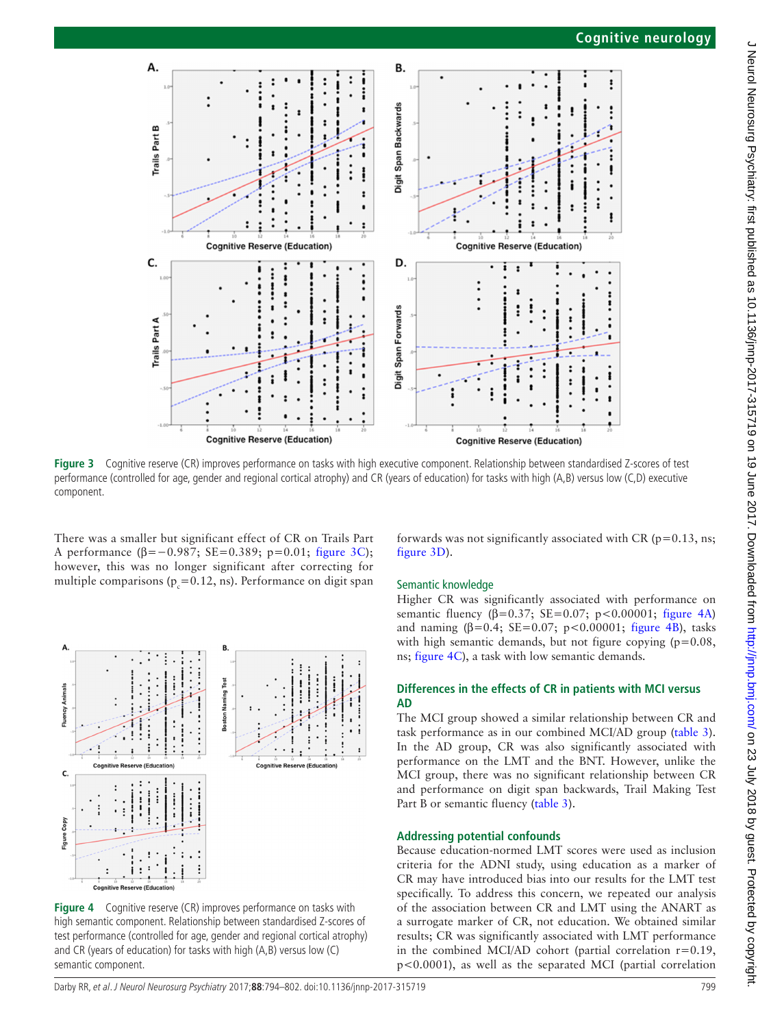Figure 3 Cognitive reserve (CR) improves performance on tasks with high executive component. Relationship between standardised Z-scores of test performance (controlled for age, gender and regional cortical atrophy) and CR (years of education) for tasks with high (A,B) versus low (C,D) executive component.

There was a smaller but significant effect of CR on Trails Part A performance ($\beta=-0.987$; SE=0.389; p=0.01; figure 3C); however, this was no longer significant after correcting for multiple comparisons ($p_c=0.12$, ns). Performance on digit span forwards was not significantly associated with CR (p=0.13, ns; figure 3D).

Figure 4 Cognitive reserve (CR) improves performance on tasks with high semantic component. Relationship between standardised Z-scores of test performance (controlled for age, gender and regional cortical atrophy) and CR (years of education) for tasks with high (A,B) versus low (C) semantic component.

### Semantic knowledge

Higher CR was significantly associated with performance on semantic fluency ($\beta=0.37$; SE=0.07; p<0.00001; figure 4A) and naming ($\beta=0.4$; SE=0.07; p<0.00001; figure 4B), tasks with high semantic demands, but not figure copying (p=0.08, ns; figure 4C), a task with low semantic demands.

## Differences in the effects of CR in patients with MCI versus AD

The MCI group showed a similar relationship between CR and task performance as in our combined MCI/AD group (table 3). In the AD group, CR was also significantly associated with performance on the LMT and the BNT. However, unlike the MCI group, there was no significant relationship between CR and performance on digit span backwards, Trail Making Test Part B or semantic fluency (table 3).

## Addressing potential confounds

Because education-normed LMT scores were used as inclusion criteria for the ADNI study, using education as a marker of CR may have introduced bias into our results for the LMT test specifically. To address this concern, we repeated our analysis of the association between CR and LMT using the ANART as a surrogate marker of CR, not education. We obtained similar results; CR was significantly associated with LMT performance in the combined MCI/AD cohort (partial correlation r=0.19, p<0.0001), as well as the separated MCI (partial correlation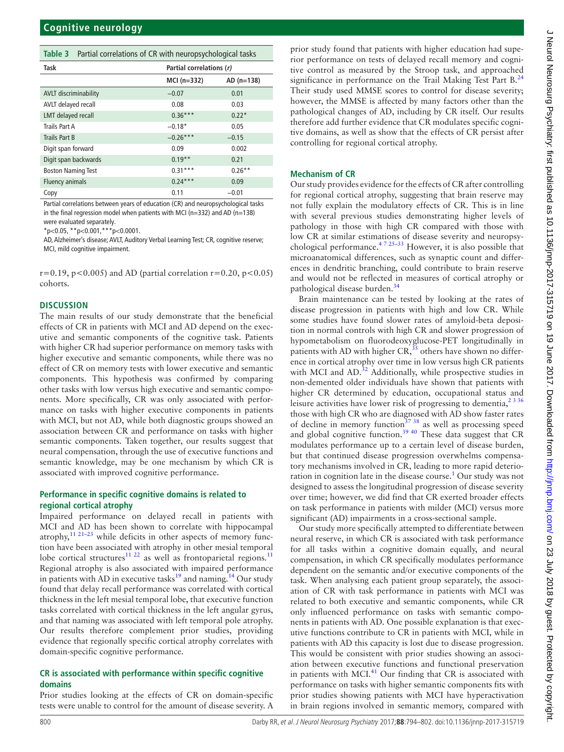**Table 3** Partial correlations of CR with neuropsychological tasks

| Task | Partial correlations (*r*) | |
|---|---|---|
| | MCI (n=332) | AD (n=138) |
| AVLT discriminability | −0.07 | 0.01 |
| AVLT delayed recall | 0.08 | 0.03 |
| LMT delayed recall | 0.36*** | 0.22* |
| Trails Part A | −0.18* | 0.05 |
| Trails Part B | −0.26*** | −0.15 |
| Digit span forward | 0.09 | 0.002 |
| Digit span backwards | 0.19** | 0.21 |
| Boston Naming Test | 0.31*** | 0.26** |
| Fluency animals | 0.24*** | 0.09 |
| Copy | 0.11 | −0.01 |

Partial correlations between years of education (CR) and neuropsychological tasks in the final regression model when patients with MCI (n=332) and AD (n=138) were evaluated separately.

*p<0.05, **p<0.001, ***p<0.0001.

AD, Alzheimer's disease; AVLT, Auditory Verbal Learning Test; CR, cognitive reserve; MCI, mild cognitive impairment.

r=0.19, p<0.005) and AD (partial correlation r=0.20, p<0.05) cohorts.

## DISCUSSION

The main results of our study demonstrate that the beneficial effects of CR in patients with MCI and AD depend on the executive and semantic components of the cognitive task. Patients with higher CR had superior performance on memory tasks with higher executive and semantic components, while there was no effect of CR on memory tests with lower executive and semantic components. This hypothesis was confirmed by comparing other tasks with low versus high executive and semantic components. More specifically, CR was only associated with performance on tasks with higher executive components in patients with MCI, but not AD, while both diagnostic groups showed an association between CR and performance on tasks with higher semantic components. Taken together, our results suggest that neural compensation, through the use of executive functions and semantic knowledge, may be one mechanism by which CR is associated with improved cognitive performance.

### Performance in specific cognitive domains is related to regional cortical atrophy

Impaired performance on delayed recall in patients with MCI and AD has been shown to correlate with hippocampal atrophy,[11 21–23] while deficits in other aspects of memory function have been associated with atrophy in other mesial temporal lobe cortical structures[11 22] as well as frontoparietal regions.[11] Regional atrophy is also associated with impaired performance in patients with AD in executive tasks[19] and naming.[14] Our study found that delay recall performance was correlated with cortical thickness in the left mesial temporal lobe, that executive function tasks correlated with cortical thickness in the left angular gyrus, and that naming was associated with left temporal pole atrophy. Our results therefore complement prior studies, providing evidence that regionally specific cortical atrophy correlates with domain-specific cognitive performance.

### CR is associated with performance within specific cognitive domains

Prior studies looking at the effects of CR on domain-specific tests were unable to control for the amount of disease severity. A prior study found that patients with higher education had superior performance on tests of delayed recall memory and cognitive control as measured by the Stroop task, and approached significance in performance on the Trail Making Test Part B.[24] Their study used MMSE scores to control for disease severity; however, the MMSE is affected by many factors other than the pathological changes of AD, including by CR itself. Our results therefore add further evidence that CR modulates specific cognitive domains, as well as show that the effects of CR persist after controlling for regional cortical atrophy.

### Mechanism of CR

Our study provides evidence for the effects of CR after controlling for regional cortical atrophy, suggesting that brain reserve may not fully explain the modulatory effects of CR. This is in line with several previous studies demonstrating higher levels of pathology in those with high CR compared with those with low CR at similar estimations of disease severity and neuropsychological performance.[4 7 25–33] However, it is also possible that microanatomical differences, such as synaptic count and differences in dendritic branching, could contribute to brain reserve and would not be reflected in measures of cortical atrophy or pathological disease burden.[34]

Brain maintenance can be tested by looking at the rates of disease progression in patients with high and low CR. While some studies have found slower rates of amyloid-beta deposition in normal controls with high CR and slower progression of hypometabolism on fluorodeoxyglucose-PET longitudinally in patients with AD with higher CR,[35] others have shown no difference in cortical atrophy over time in low versus high CR patients with MCI and AD.[32] Additionally, while prospective studies in non-demented older individuals have shown that patients with higher CR determined by education, occupational status and leisure activities have lower risk of progressing to dementia,[2 3 36] those with high CR who are diagnosed with AD show faster rates of decline in memory function[37 38] as well as processing speed and global cognitive function.[39 40] These data suggest that CR modulates performance up to a certain level of disease burden, but that continued disease progression overwhelms compensatory mechanisms involved in CR, leading to more rapid deterioration in cognition late in the disease course.[1] Our study was not designed to assess the longitudinal progression of disease severity over time; however, we did find that CR exerted broader effects on task performance in patients with milder (MCI) versus more significant (AD) impairments in a cross-sectional sample.

Our study more specifically attempted to differentiate between neural reserve, in which CR is associated with task performance for all tasks within a cognitive domain equally, and neural compensation, in which CR specifically modulates performance dependent on the semantic and/or executive components of the task. When analysing each patient group separately, the association of CR with task performance in patients with MCI was related to both executive and semantic components, while CR only influenced performance on tasks with semantic components in patients with AD. One possible explanation is that executive functions contribute to CR in patients with MCI, while in patients with AD this capacity is lost due to disease progression. This would be consistent with prior studies showing an association between executive functions and functional preservation in patients with MCI.[41] Our finding that CR is associated with performance on tasks with higher semantic components fits with prior studies showing patients with MCI have hyperactivation in brain regions involved in semantic memory, compared with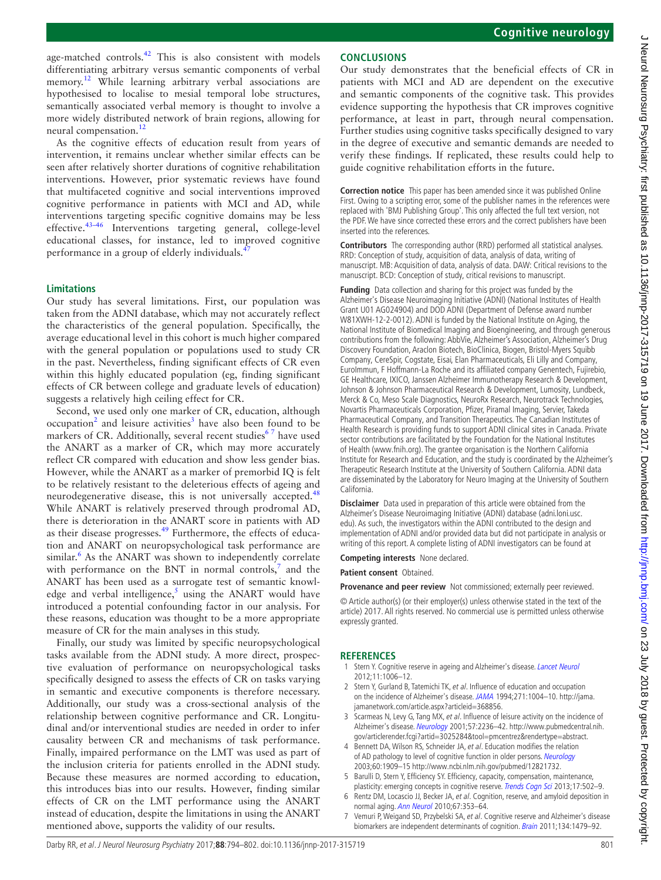age-matched controls.[42] This is also consistent with models differentiating arbitrary versus semantic components of verbal memory.[12] While learning arbitrary verbal associations are hypothesised to localise to mesial temporal lobe structures, semantically associated verbal memory is thought to involve a more widely distributed network of brain regions, allowing for neural compensation.[12]

As the cognitive effects of education result from years of intervention, it remains unclear whether similar effects can be seen after relatively shorter durations of cognitive rehabilitation interventions. However, prior systematic reviews have found that multifaceted cognitive and social interventions improved cognitive performance in patients with MCI and AD, while interventions targeting specific cognitive domains may be less effective.[43–46] Interventions targeting general, college-level educational classes, for instance, led to improved cognitive performance in a group of elderly individuals.[47]

### Limitations

Our study has several limitations. First, our population was taken from the ADNI database, which may not accurately reflect the characteristics of the general population. Specifically, the average educational level in this cohort is much higher compared with the general population or populations used to study CR in the past. Nevertheless, finding significant effects of CR even within this highly educated population (eg, finding significant effects of CR between college and graduate levels of education) suggests a relatively high ceiling effect for CR.

Second, we used only one marker of CR, education, although occupation[2] and leisure activities[3] have also been found to be markers of CR. Additionally, several recent studies[6 7] have used the ANART as a marker of CR, which may more accurately reflect CR compared with education and show less gender bias. However, while the ANART as a marker of premorbid IQ is felt to be relatively resistant to the deleterious effects of ageing and neurodegenerative disease, this is not universally accepted.[48] While ANART is relatively preserved through prodromal AD, there is deterioration in the ANART score in patients with AD as their disease progresses.[49] Furthermore, the effects of education and ANART on neuropsychological task performance are similar.[6] As the ANART was shown to independently correlate with performance on the BNT in normal controls,[7] and the ANART has been used as a surrogate test of semantic knowledge and verbal intelligence,[5] using the ANART would have introduced a potential confounding factor in our analysis. For these reasons, education was thought to be a more appropriate measure of CR for the main analyses in this study.

Finally, our study was limited by specific neuropsychological tasks available from the ADNI study. A more direct, prospective evaluation of performance on neuropsychological tasks specifically designed to assess the effects of CR on tasks varying in semantic and executive components is therefore necessary. Additionally, our study was a cross-sectional analysis of the relationship between cognitive performance and CR. Longitudinal and/or interventional studies are needed in order to infer causality between CR and mechanisms of task performance. Finally, impaired performance on the LMT was used as part of the inclusion criteria for patients enrolled in the ADNI study. Because these measures are normed according to education, this introduces bias into our results. However, finding similar effects of CR on the LMT performance using the ANART instead of education, despite the limitations in using the ANART mentioned above, supports the validity of our results.

## CONCLUSIONS

Our study demonstrates that the beneficial effects of CR in patients with MCI and AD are dependent on the executive and semantic components of the cognitive task. This provides evidence supporting the hypothesis that CR improves cognitive performance, at least in part, through neural compensation. Further studies using cognitive tasks specifically designed to vary in the degree of executive and semantic demands are needed to verify these findings. If replicated, these results could help to guide cognitive rehabilitation efforts in the future.

**Correction notice** This paper has been amended since it was published Online First. Owing to a scripting error, some of the publisher names in the references were replaced with 'BMJ Publishing Group'. This only affected the full text version, not the PDF. We have since corrected these errors and the correct publishers have been inserted into the references.

**Contributors** The corresponding author (RRD) performed all statistical analyses. RRD: Conception of study, acquisition of data, analysis of data, writing of manuscript. MB: Acquisition of data, analysis of data. DAW: Critical revisions to the manuscript. BCD: Conception of study, critical revisions to manuscript.

**Funding** Data collection and sharing for this project was funded by the Alzheimer's Disease Neuroimaging Initiative (ADNI) (National Institutes of Health Grant U01 AG024904) and DOD ADNI (Department of Defense award number W81XWH-12-2-0012). ADNI is funded by the National Institute on Aging, the National Institute of Biomedical Imaging and Bioengineering, and through generous contributions from the following: AbbVie, Alzheimer's Association, Alzheimer's Drug Discovery Foundation, Araclon Biotech, BioClinica, Biogen, Bristol-Myers Squibb Company, CereSpir, Cogstate, Eisai, Elan Pharmaceuticals, Eli Lilly and Company, EuroImmun, F Hoffmann-La Roche and its affiliated company Genentech, Fujirebio, GE Healthcare, IXICO, Janssen Alzheimer Immunotherapy Research & Development, Johnson & Johnson Pharmaceutical Research & Development, Lumosity, Lundbeck, Merck & Co, Meso Scale Diagnostics, NeuroRx Research, Neurotrack Technologies, Novartis Pharmaceuticals Corporation, Pfizer, Piramal Imaging, Servier, Takeda Pharmaceutical Company, and Transition Therapeutics. The Canadian Institutes of Health Research is providing funds to support ADNI clinical sites in Canada. Private sector contributions are facilitated by the Foundation for the National Institutes of Health (www.fnih.org). The grantee organisation is the Northern California Institute for Research and Education, and the study is coordinated by the Alzheimer's Therapeutic Research Institute at the University of Southern California. ADNI data are disseminated by the Laboratory for Neuro Imaging at the University of Southern California.

**Disclaimer** Data used in preparation of this article were obtained from the Alzheimer's Disease Neuroimaging Initiative (ADNI) database (adni.loni.usc.edu). As such, the investigators within the ADNI contributed to the design and implementation of ADNI and/or provided data but did not participate in analysis or writing of this report. A complete listing of ADNI investigators can be found at

**Competing interests** None declared.

**Patient consent** Obtained.

**Provenance and peer review** Not commissioned; externally peer reviewed.

© Article author(s) (or their employer(s) unless otherwise stated in the text of the article) 2017. All rights reserved. No commercial use is permitted unless otherwise expressly granted.

## REFERENCES

1. Stern Y. Cognitive reserve in ageing and Alzheimer's disease. *Lancet Neurol* 2012;11:1006–12.
2. Stern Y, Gurland B, Tatemichi TK, *et al*. Influence of education and occupation on the incidence of Alzheimer's disease. *JAMA* 1994;271:1004–10. http://jama.jamanetwork.com/article.aspx?articleid=368856.
3. Scarmeas N, Levy G, Tang MX, *et al*. Influence of leisure activity on the incidence of Alzheimer's disease. *Neurology* 2001;57:2236–42. http://www.pubmedcentral.nih.gov/articlerender.fcgi?artid=3025284&tool=pmcentrez&rendertype=abstract.
4. Bennett DA, Wilson RS, Schneider JA, *et al*. Education modifies the relation of AD pathology to level of cognitive function in older persons. *Neurology* 2003;60:1909–15 http://www.ncbi.nlm.nih.gov/pubmed/12821732.
5. Barulli D, Stern Y. Efficiency, capacity, compensation, maintenance, plasticity: emerging concepts in cognitive reserve. *Trends Cogn Sci* 2013;17:502–9.
6. Rentz DM, Locascio JJ, Becker JA, *et al*. Cognition, reserve, and amyloid deposition in normal aging. *Ann Neurol* 2010;67:353–64.
7. Vemuri P, Weigand SD, Przybelski SA, *et al*. Cognitive reserve and Alzheimer's disease biomarkers are independent determinants of cognition. *Brain* 2011;134:1479–92.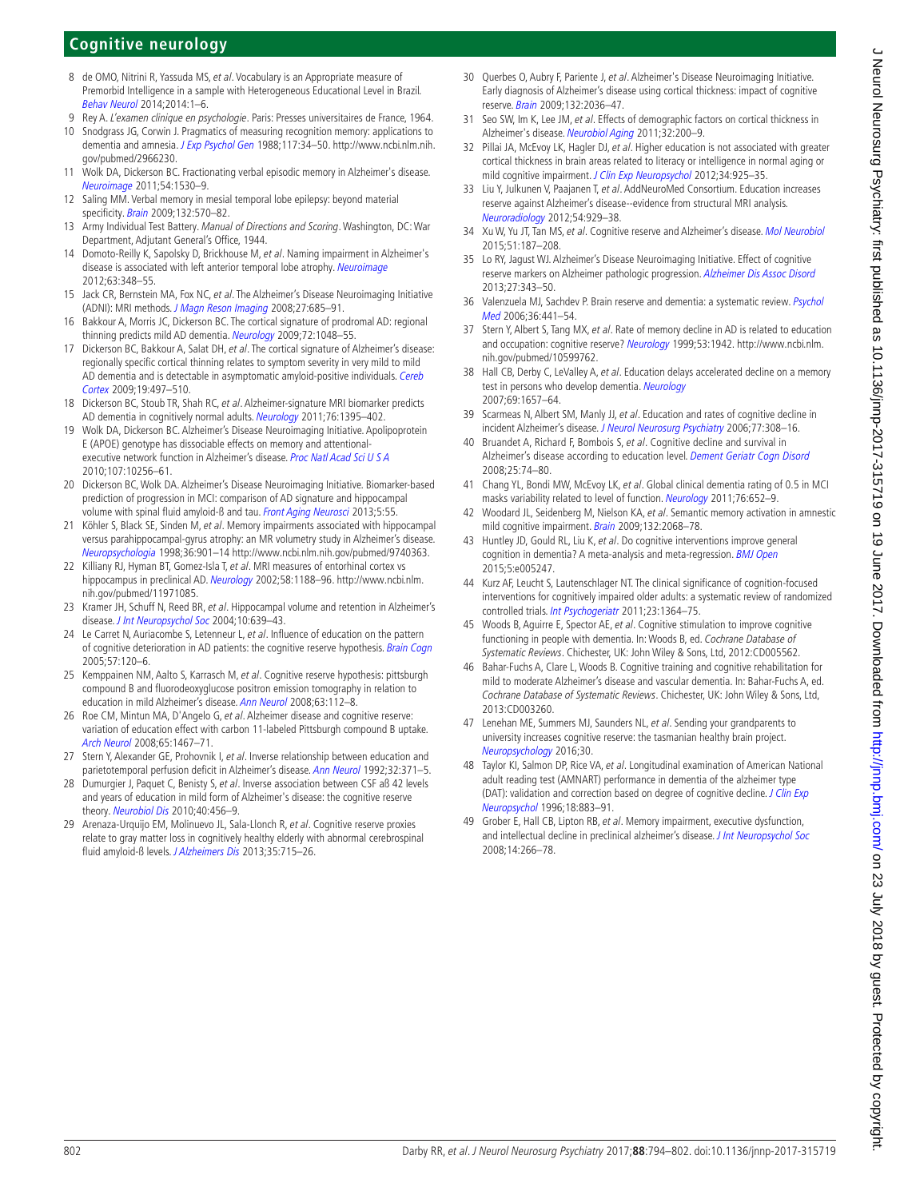8. de OMO, Nitrini R, Yassuda MS, *et al*. Vocabulary is an Appropriate measure of Premorbid Intelligence in a sample with Heterogeneous Educational Level in Brazil. *Behav Neurol* 2014;2014:1–6.
9. Rey A. *L'examen clinique en psychologie*. Paris: Presses universitaires de France, 1964.
10. Snodgrass JG, Corwin J. Pragmatics of measuring recognition memory: applications to dementia and amnesia. *J Exp Psychol Gen* 1988;117:34–50. http://www.ncbi.nlm.nih.gov/pubmed/2966230.
11. Wolk DA, Dickerson BC. Fractionating verbal episodic memory in Alzheimer's disease. *Neuroimage* 2011;54:1530–9.
12. Saling MM. Verbal memory in mesial temporal lobe epilepsy: beyond material specificity. *Brain* 2009;132:570–82.
13. Army Individual Test Battery. *Manual of Directions and Scoring*. Washington, DC: War Department, Adjutant General's Office, 1944.
14. Domoto-Reilly K, Sapolsky D, Brickhouse M, *et al*. Naming impairment in Alzheimer's disease is associated with left anterior temporal lobe atrophy. *Neuroimage* 2012;63:348–55.
15. Jack CR, Bernstein MA, Fox NC, *et al*. The Alzheimer's Disease Neuroimaging Initiative (ADNI): MRI methods. *J Magn Reson Imaging* 2008;27:685–91.
16. Bakkour A, Morris JC, Dickerson BC. The cortical signature of prodromal AD: regional thinning predicts mild AD dementia. *Neurology* 2009;72:1048–55.
17. Dickerson BC, Bakkour A, Salat DH, *et al*. The cortical signature of Alzheimer's disease: regionally specific cortical thinning relates to symptom severity in very mild to mild AD dementia and is detectable in asymptomatic amyloid-positive individuals. *Cereb Cortex* 2009;19:497–510.
18. Dickerson BC, Stoub TR, Shah RC, *et al*. Alzheimer-signature MRI biomarker predicts AD dementia in cognitively normal adults. *Neurology* 2011;76:1395–402.
19. Wolk DA, Dickerson BC. Alzheimer's Disease Neuroimaging Initiative. Apolipoprotein E (APOE) genotype has dissociable effects on memory and attentional-executive network function in Alzheimer's disease. *Proc Natl Acad Sci U S A* 2010;107:10256–61.
20. Dickerson BC, Wolk DA. Alzheimer's Disease Neuroimaging Initiative. Biomarker-based prediction of progression in MCI: comparison of AD signature and hippocampal volume with spinal fluid amyloid-ß and tau. *Front Aging Neurosci* 2013;5:55.
21. Köhler S, Black SE, Sinden M, *et al*. Memory impairments associated with hippocampal versus parahippocampal-gyrus atrophy: an MR volumetry study in Alzheimer's disease. *Neuropsychologia* 1998;36:901–14 http://www.ncbi.nlm.nih.gov/pubmed/9740363.
22. Killiany RJ, Hyman BT, Gomez-Isla T, *et al*. MRI measures of entorhinal cortex vs hippocampus in preclinical AD. *Neurology* 2002;58:1188–96. http://www.ncbi.nlm.nih.gov/pubmed/11971085.
23. Kramer JH, Schuff N, Reed BR, *et al*. Hippocampal volume and retention in Alzheimer's disease. *J Int Neuropsychol Soc* 2004;10:639–43.
24. Le Carret N, Auriacombe S, Letenneur L, *et al*. Influence of education on the pattern of cognitive deterioration in AD patients: the cognitive reserve hypothesis. *Brain Cogn* 2005;57:120–6.
25. Kemppainen NM, Aalto S, Karrasch M, *et al*. Cognitive reserve hypothesis: pittsburgh compound B and fluorodeoxyglucose positron emission tomography in relation to education in mild Alzheimer's disease. *Ann Neurol* 2008;63:112–8.
26. Roe CM, Mintun MA, D'Angelo G, *et al*. Alzheimer disease and cognitive reserve: variation of education effect with carbon 11-labeled Pittsburgh compound B uptake. *Arch Neurol* 2008;65:1467–71.
27. Stern Y, Alexander GE, Prohovnik I, *et al*. Inverse relationship between education and parietotemporal perfusion deficit in Alzheimer's disease. *Ann Neurol* 1992;32:371–5.
28. Dumurgier J, Paquet C, Benisty S, *et al*. Inverse association between CSF aß 42 levels and years of education in mild form of Alzheimer's disease: the cognitive reserve theory. *Neurobiol Dis* 2010;40:456–9.
29. Arenaza-Urquijo EM, Molinuevo JL, Sala-Llonch R, *et al*. Cognitive reserve proxies relate to gray matter loss in cognitively healthy elderly with abnormal cerebrospinal fluid amyloid-ß levels. *J Alzheimers Dis* 2013;35:715–26.
30. Querbes O, Aubry F, Pariente J, *et al*. Alzheimer's Disease Neuroimaging Initiative. Early diagnosis of Alzheimer's disease using cortical thickness: impact of cognitive reserve. *Brain* 2009;132:2036–47.
31. Seo SW, Im K, Lee JM, *et al*. Effects of demographic factors on cortical thickness in Alzheimer's disease. *Neurobiol Aging* 2011;32:200–9.
32. Pillai JA, McEvoy LK, Hagler DJ, *et al*. Higher education is not associated with greater cortical thickness in brain areas related to literacy or intelligence in normal aging or mild cognitive impairment. *J Clin Exp Neuropsychol* 2012;34:925–35.
33. Liu Y, Julkunen V, Paajanen T, *et al*. AddNeuroMed Consortium. Education increases reserve against Alzheimer's disease--evidence from structural MRI analysis. *Neuroradiology* 2012;54:929–38.
34. Xu W, Yu JT, Tan MS, *et al*. Cognitive reserve and Alzheimer's disease. *Mol Neurobiol* 2015;51:187–208.
35. Lo RY, Jagust WJ. Alzheimer's Disease Neuroimaging Initiative. Effect of cognitive reserve markers on Alzheimer pathologic progression. *Alzheimer Dis Assoc Disord* 2013;27:343–50.
36. Valenzuela MJ, Sachdev P. Brain reserve and dementia: a systematic review. *Psychol Med* 2006;36:441–54.
37. Stern Y, Albert S, Tang MX, *et al*. Rate of memory decline in AD is related to education and occupation: cognitive reserve? *Neurology* 1999;53:1942. http://www.ncbi.nlm.nih.gov/pubmed/10599762.
38. Hall CB, Derby C, LeValley A, *et al*. Education delays accelerated decline on a memory test in persons who develop dementia. *Neurology* 2007;69:1657–64.
39. Scarmeas N, Albert SM, Manly JJ, *et al*. Education and rates of cognitive decline in incident Alzheimer's disease. *J Neurol Neurosurg Psychiatry* 2006;77:308–16.
40. Bruandet A, Richard F, Bombois S, *et al*. Cognitive decline and survival in Alzheimer's disease according to education level. *Dement Geriatr Cogn Disord* 2008;25:74–80.
41. Chang YL, Bondi MW, McEvoy LK, *et al*. Global clinical dementia rating of 0.5 in MCI masks variability related to level of function. *Neurology* 2011;76:652–9.
42. Woodard JL, Seidenberg M, Nielson KA, *et al*. Semantic memory activation in amnestic mild cognitive impairment. *Brain* 2009;132:2068–78.
43. Huntley JD, Gould RL, Liu K, *et al*. Do cognitive interventions improve general cognition in dementia? A meta-analysis and meta-regression. *BMJ Open* 2015;5:e005247.
44. Kurz AF, Leucht S, Lautenschlager NT. The clinical significance of cognition-focused interventions for cognitively impaired older adults: a systematic review of randomized controlled trials. *Int Psychogeriatr* 2011;23:1364–75.
45. Woods B, Aguirre E, Spector AE, *et al*. Cognitive stimulation to improve cognitive functioning in people with dementia. In: Woods B, ed. *Cochrane Database of Systematic Reviews*. Chichester, UK: John Wiley & Sons, Ltd, 2012:CD005562.
46. Bahar-Fuchs A, Clare L, Woods B. Cognitive training and cognitive rehabilitation for mild to moderate Alzheimer's disease and vascular dementia. In: Bahar-Fuchs A, ed. *Cochrane Database of Systematic Reviews*. Chichester, UK: John Wiley & Sons, Ltd, 2013:CD003260.
47. Lenehan ME, Summers MJ, Saunders NL, *et al*. Sending your grandparents to university increases cognitive reserve: the tasmanian healthy brain project. *Neuropsychology* 2016;30.
48. Taylor KI, Salmon DP, Rice VA, *et al*. Longitudinal examination of American National adult reading test (AMNART) performance in dementia of the alzheimer type (DAT): validation and correction based on degree of cognitive decline. *J Clin Exp Neuropsychol* 1996;18:883–91.
49. Grober E, Hall CB, Lipton RB, *et al*. Memory impairment, executive dysfunction, and intellectual decline in preclinical alzheimer's disease. *J Int Neuropsychol Soc* 2008;14:266–78.